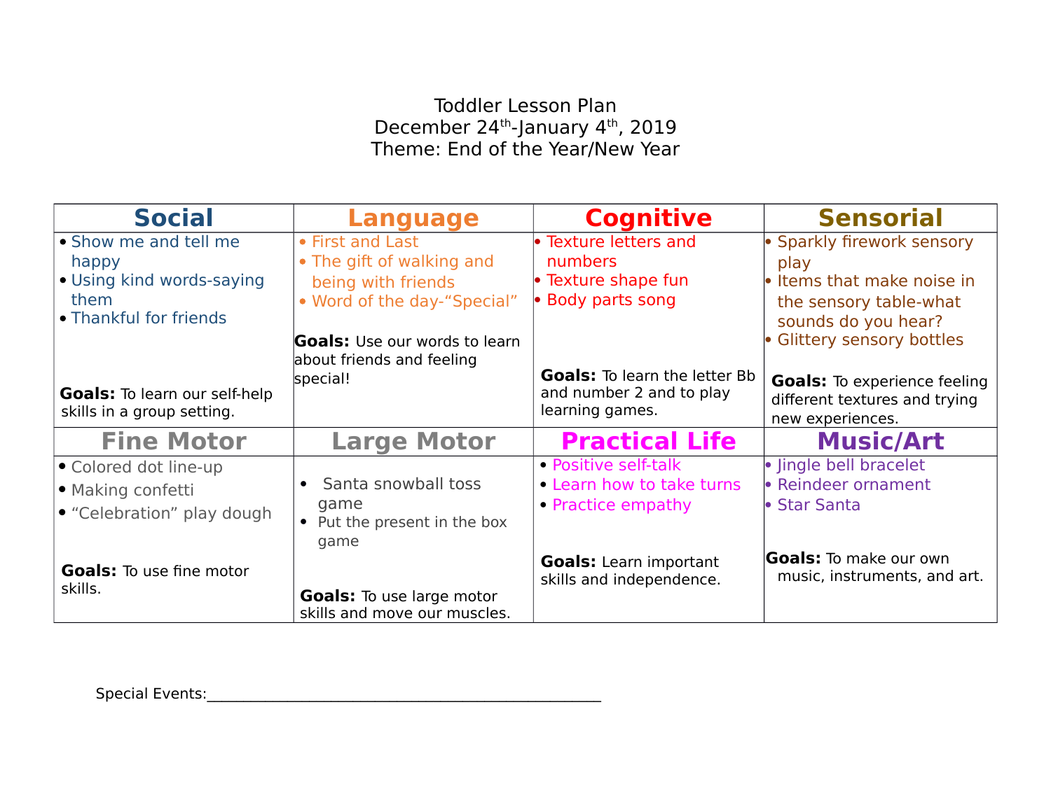# Toddler Lesson Plan

December 24th-January 4th, 2019

Theme: End of the Year/New Year

| Social | Language | Cognitive | Sensorial |
|---|---|---|---|
| • Show me and tell me happy<br>• Using kind words-saying them<br>• Thankful for friends<br><br>**Goals:** To learn our self-help skills in a group setting. | • First and Last<br>• The gift of walking and being with friends<br>• Word of the day-"Special"<br><br>**Goals:** Use our words to learn about friends and feeling special! | • Texture letters and numbers<br>• Texture shape fun<br>• Body parts song<br><br>**Goals:** To learn the letter Bb and number 2 and to play learning games. | • Sparkly firework sensory play<br>• Items that make noise in the sensory table-what sounds do you hear?<br>• Glittery sensory bottles<br><br>**Goals:** To experience feeling different textures and trying new experiences. |
| **Fine Motor** | **Large Motor** | **Practical Life** | **Music/Art** |
| • Colored dot line-up<br>• Making confetti<br>• "Celebration" play dough<br><br>**Goals:** To use fine motor skills. | • Santa snowball toss game<br>• Put the present in the box game<br><br>**Goals:** To use large motor skills and move our muscles. | • Positive self-talk<br>• Learn how to take turns<br>• Practice empathy<br><br>**Goals:** Learn important skills and independence. | • Jingle bell bracelet<br>• Reindeer ornament<br>• Star Santa<br><br>**Goals:** To make our own music, instruments, and art. |

Special Events:___________________________________________________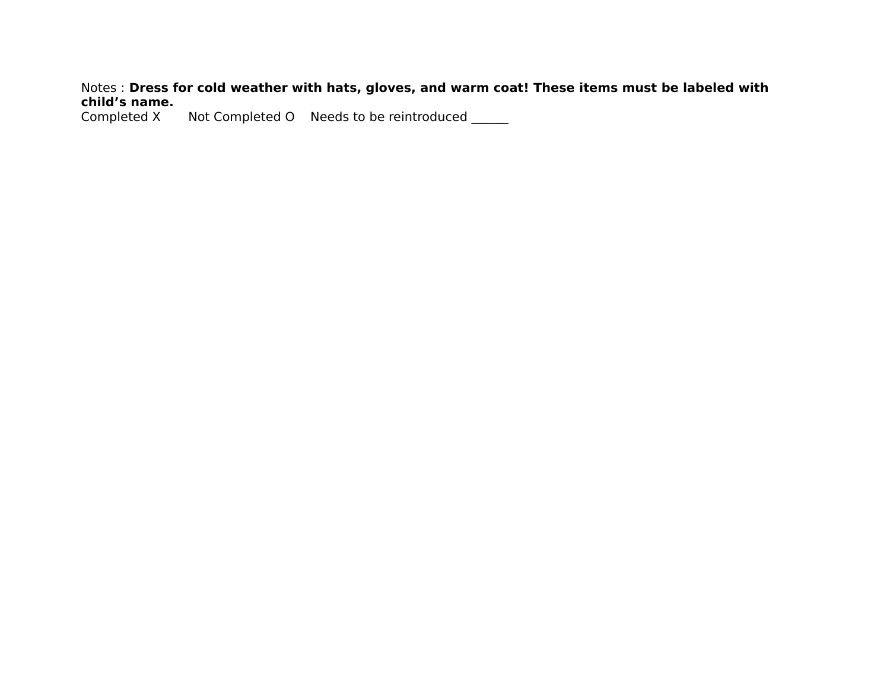Notes : **Dress for cold weather with hats, gloves, and warm coat! These items must be labeled with child's name.**

Completed X    Not Completed O    Needs to be reintroduced ______